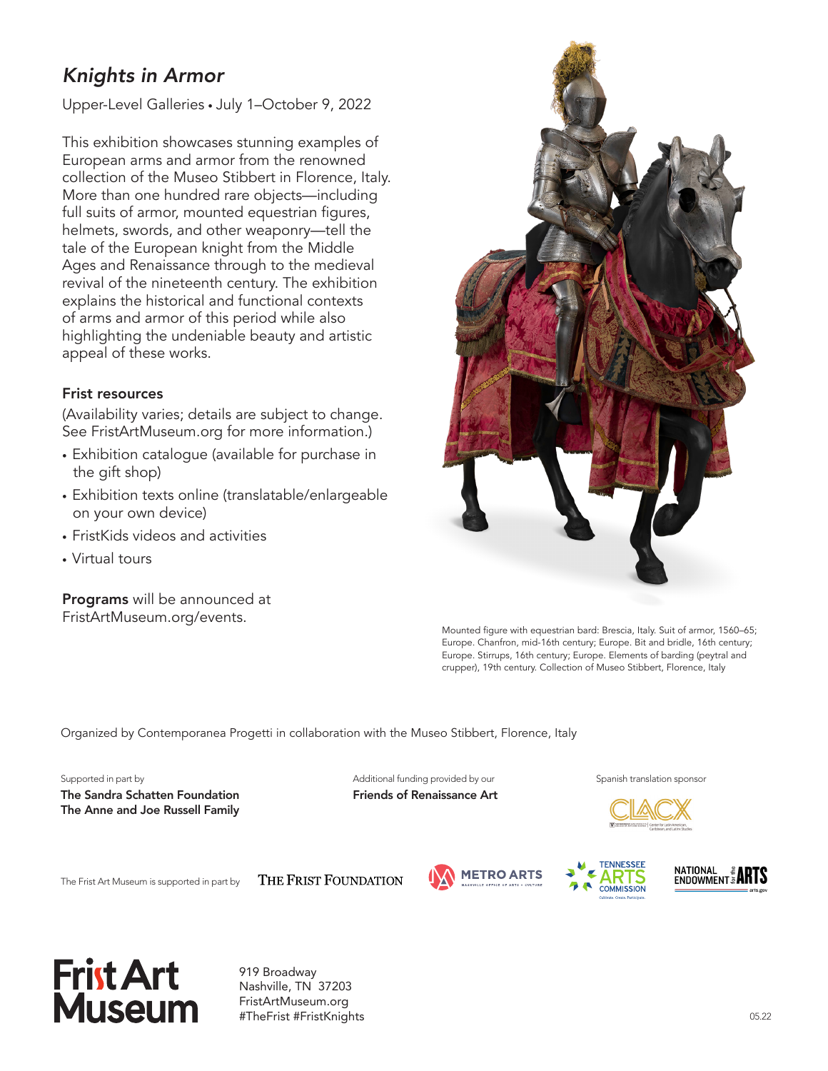# *Knights in Armor*

Upper-Level Galleries • July 1–October 9, 2022

This exhibition showcases stunning examples of European arms and armor from the renowned collection of the Museo Stibbert in Florence, Italy. More than one hundred rare objects—including full suits of armor, mounted equestrian figures, helmets, swords, and other weaponry—tell the tale of the European knight from the Middle Ages and Renaissance through to the medieval revival of the nineteenth century. The exhibition explains the historical and functional contexts of arms and armor of this period while also highlighting the undeniable beauty and artistic appeal of these works.

### Frist resources

(Availability varies; details are subject to change. See FristArtMuseum.org for more information.)

- Exhibition catalogue (available for purchase in the gift shop)
- Exhibition texts online (translatable/enlargeable on your own device)
- FristKids videos and activities
- Virtual tours

**Programs** will be announced at FristArtMuseum.org/events.

Mounted figure with equestrian bard: Brescia, Italy. Suit of armor, 1560–65; Europe. Chanfron, mid-16th century; Europe. Bit and bridle, 16th century; Europe. Stirrups, 16th century; Europe. Elements of barding (peytral and crupper), 19th century. Collection of Museo Stibbert, Florence, Italy

Organized by Contemporanea Progetti in collaboration with the Museo Stibbert, Florence, Italy

Supported in part by
**The Sandra Schatten Foundation**
**The Anne and Joe Russell Family**

Additional funding provided by our
**Friends of Renaissance Art**

Spanish translation sponsor
CLACX Center for Latin American, Caribbean, and Latinx Studies

The Frist Art Museum is supported in part by The Frist Foundation, Metro Arts, Tennessee Arts Commission, National Endowment for the Arts

Frist Art Museum
919 Broadway
Nashville, TN 37203
FristArtMuseum.org
#TheFrist #FristKnights

05.22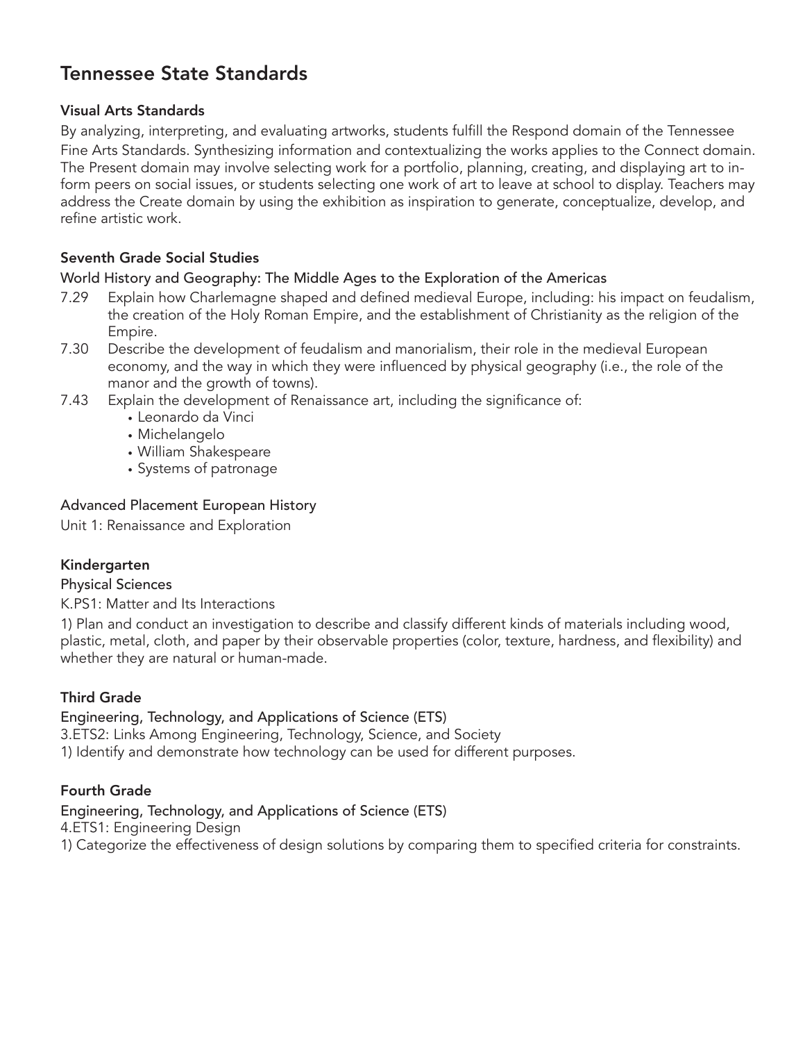# Tennessee State Standards

### Visual Arts Standards

By analyzing, interpreting, and evaluating artworks, students fulfill the Respond domain of the Tennessee Fine Arts Standards. Synthesizing information and contextualizing the works applies to the Connect domain. The Present domain may involve selecting work for a portfolio, planning, creating, and displaying art to inform peers on social issues, or students selecting one work of art to leave at school to display. Teachers may address the Create domain by using the exhibition as inspiration to generate, conceptualize, develop, and refine artistic work.

### Seventh Grade Social Studies

World History and Geography: The Middle Ages to the Exploration of the Americas

7.29 Explain how Charlemagne shaped and defined medieval Europe, including: his impact on feudalism, the creation of the Holy Roman Empire, and the establishment of Christianity as the religion of the Empire.

7.30 Describe the development of feudalism and manorialism, their role in the medieval European economy, and the way in which they were influenced by physical geography (i.e., the role of the manor and the growth of towns).

7.43 Explain the development of Renaissance art, including the significance of:
- Leonardo da Vinci
- Michelangelo
- William Shakespeare
- Systems of patronage

Advanced Placement European History

Unit 1: Renaissance and Exploration

### Kindergarten

Physical Sciences

K.PS1: Matter and Its Interactions

1) Plan and conduct an investigation to describe and classify different kinds of materials including wood, plastic, metal, cloth, and paper by their observable properties (color, texture, hardness, and flexibility) and whether they are natural or human-made.

### Third Grade

Engineering, Technology, and Applications of Science (ETS)

3.ETS2: Links Among Engineering, Technology, Science, and Society

1) Identify and demonstrate how technology can be used for different purposes.

### Fourth Grade

Engineering, Technology, and Applications of Science (ETS)

4.ETS1: Engineering Design

1) Categorize the effectiveness of design solutions by comparing them to specified criteria for constraints.